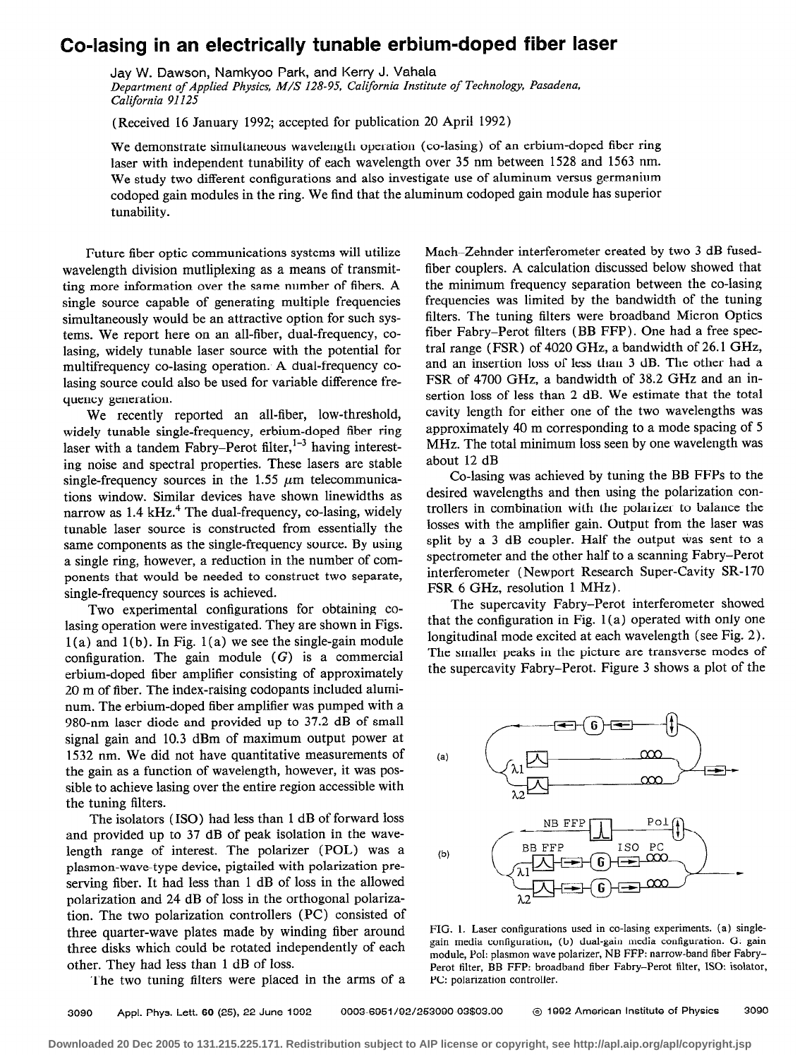# Co-lasing in an electrically tunable erbium-doped fiber laser

Jay W. Dawson, Namkyoo Park, and Kerry J. Vahala

*Department of Applied Physics, M/S 128-95, California Institute of Technology, Pasadena, California 91125*

(Received 16 January 1992; accepted for publication 20 April 1992)

We demonstrate simultaneous wavelength operation (co-lasing) of an erbium-doped fiber ring laser with independent tunability of each wavelength over 35 nm between 1528 and 1563 nm. We study two different configurations and also investigate use of aluminum versus germanium codoped gain modules in the ring. We find that the aluminum codoped gain module has superior tunability.

Future fiber optic communications systems will utilize wavelength division mutliplexing as a means of transmitting more information over the same number of fibers. A single source capable of generating multiple frequencies simultaneously would be an attractive option for such systems. We report here on an all-fiber, dual-frequency, co-lasing, widely tunable laser source with the potential for multifrequency co-lasing operation. A dual-frequency co-lasing source could also be used for variable difference frequency generation.

We recently reported an all-fiber, low-threshold, widely tunable single-frequency, erbium-doped fiber ring laser with a tandem Fabry–Perot filter,[1–3] having interesting noise and spectral properties. These lasers are stable single-frequency sources in the 1.55 $\mu$m telecommunications window. Similar devices have shown linewidths as narrow as 1.4 kHz.[4] The dual-frequency, co-lasing, widely tunable laser source is constructed from essentially the same components as the single-frequency source. By using a single ring, however, a reduction in the number of components that would be needed to construct two separate, single-frequency sources is achieved.

Two experimental configurations for obtaining co-lasing operation were investigated. They are shown in Figs. 1(a) and 1(b). In Fig. 1(a) we see the single-gain module configuration. The gain module (*G*) is a commercial erbium-doped fiber amplifier consisting of approximately 20 m of fiber. The index-raising codopants included aluminum. The erbium-doped fiber amplifier was pumped with a 980-nm laser diode and provided up to 37.2 dB of small signal gain and 10.3 dBm of maximum output power at 1532 nm. We did not have quantitative measurements of the gain as a function of wavelength, however, it was possible to achieve lasing over the entire region accessible with the tuning filters.

The isolators (ISO) had less than 1 dB of forward loss and provided up to 37 dB of peak isolation in the wavelength range of interest. The polarizer (POL) was a plasmon-wave-type device, pigtailed with polarization preserving fiber. It had less than 1 dB of loss in the allowed polarization and 24 dB of loss in the orthogonal polarization. The two polarization controllers (PC) consisted of three quarter-wave plates made by winding fiber around three disks which could be rotated independently of each other. They had less than 1 dB of loss.

The two tuning filters were placed in the arms of a Mach–Zehnder interferometer created by two 3 dB fused-fiber couplers. A calculation discussed below showed that the minimum frequency separation between the co-lasing frequencies was limited by the bandwidth of the tuning filters. The tuning filters were broadband Micron Optics fiber Fabry–Perot filters (BB FFP). One had a free spectral range (FSR) of 4020 GHz, a bandwidth of 26.1 GHz, and an insertion loss of less than 3 dB. The other had a FSR of 4700 GHz, a bandwidth of 38.2 GHz and an insertion loss of less than 2 dB. We estimate that the total cavity length for either one of the two wavelengths was approximately 40 m corresponding to a mode spacing of 5 MHz. The total minimum loss seen by one wavelength was about 12 dB

Co-lasing was achieved by tuning the BB FFPs to the desired wavelengths and then using the polarization controllers in combination with the polarizer to balance the losses with the amplifier gain. Output from the laser was split by a 3 dB coupler. Half the output was sent to a spectrometer and the other half to a scanning Fabry–Perot interferometer (Newport Research Super-Cavity SR-170 FSR 6 GHz, resolution 1 MHz).

The supercavity Fabry–Perot interferometer showed that the configuration in Fig. 1(a) operated with only one longitudinal mode excited at each wavelength (see Fig. 2). The smaller peaks in the picture are transverse modes of the supercavity Fabry–Perot. Figure 3 shows a plot of the

FIG. 1. Laser configurations used in co-lasing experiments. (a) single-gain media configuration, (b) dual-gain media configuration. G: gain module, Pol: plasmon wave polarizer, NB FFP: narrow-band fiber Fabry–Perot filter, BB FFP: broadband fiber Fabry–Perot filter, ISO: isolator, PC: polarization controller.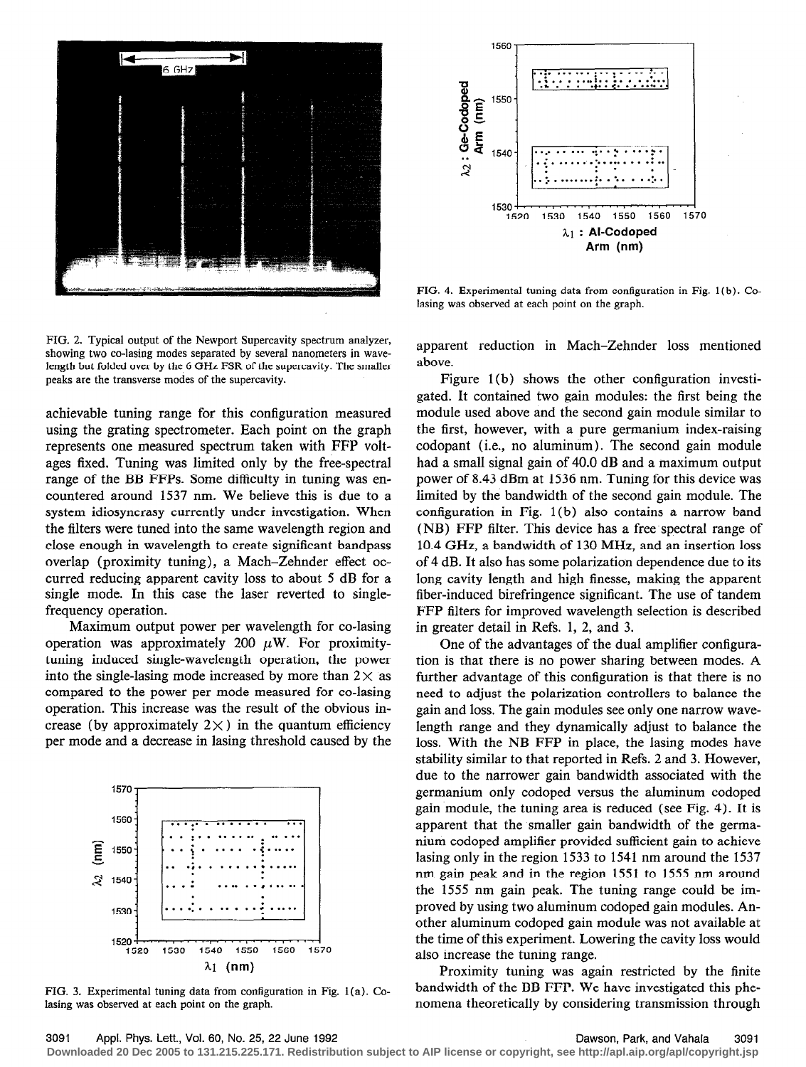FIG. 2. Typical output of the Newport Supercavity spectrum analyzer, showing two co-lasing modes separated by several nanometers in wavelength but folded over by the 6 GHz FSR of the supercavity. The smaller peaks are the transverse modes of the supercavity.

achievable tuning range for this configuration measured using the grating spectrometer. Each point on the graph represents one measured spectrum taken with FFP voltages fixed. Tuning was limited only by the free-spectral range of the BB FFPs. Some difficulty in tuning was encountered around 1537 nm. We believe this is due to a system idiosyncrasy currently under investigation. When the filters were tuned into the same wavelength region and close enough in wavelength to create significant bandpass overlap (proximity tuning), a Mach–Zehnder effect occurred reducing apparent cavity loss to about 5 dB for a single mode. In this case the laser reverted to single-frequency operation.

Maximum output power per wavelength for co-lasing operation was approximately 200 $\mu$W. For proximity-tuning induced single-wavelength operation, the power into the single-lasing mode increased by more than $2\times$ as compared to the power per mode measured for co-lasing operation. This increase was the result of the obvious increase (by approximately $2\times$) in the quantum efficiency per mode and a decrease in lasing threshold caused by the apparent reduction in Mach–Zehnder loss mentioned above.

FIG. 3. Experimental tuning data from configuration in Fig. 1(a). Co-lasing was observed at each point on the graph.

FIG. 4. Experimental tuning data from configuration in Fig. 1(b). Co-lasing was observed at each point on the graph.

Figure 1(b) shows the other configuration investigated. It contained two gain modules: the first being the module used above and the second gain module similar to the first, however, with a pure germanium index-raising codopant (i.e., no aluminum). The second gain module had a small signal gain of 40.0 dB and a maximum output power of 8.43 dBm at 1536 nm. Tuning for this device was limited by the bandwidth of the second gain module. The configuration in Fig. 1(b) also contains a narrow band (NB) FFP filter. This device has a free spectral range of 10.4 GHz, a bandwidth of 130 MHz, and an insertion loss of 4 dB. It also has some polarization dependence due to its long cavity length and high finesse, making the apparent fiber-induced birefringence significant. The use of tandem FFP filters for improved wavelength selection is described in greater detail in Refs. 1, 2, and 3.

One of the advantages of the dual amplifier configuration is that there is no power sharing between modes. A further advantage of this configuration is that there is no need to adjust the polarization controllers to balance the gain and loss. The gain modules see only one narrow wavelength range and they dynamically adjust to balance the loss. With the NB FFP in place, the lasing modes have stability similar to that reported in Refs. 2 and 3. However, due to the narrower gain bandwidth associated with the germanium only codoped versus the aluminum codoped gain module, the tuning area is reduced (see Fig. 4). It is apparent that the smaller gain bandwidth of the germanium codoped amplifier provided sufficient gain to achieve lasing only in the region 1533 to 1541 nm around the 1537 nm gain peak and in the region 1551 to 1555 nm around the 1555 nm gain peak. The tuning range could be improved by using two aluminum codoped gain modules. Another aluminum codoped gain module was not available at the time of this experiment. Lowering the cavity loss would also increase the tuning range.

Proximity tuning was again restricted by the finite bandwidth of the BB FFP. We have investigated this phenomena theoretically by considering transmission through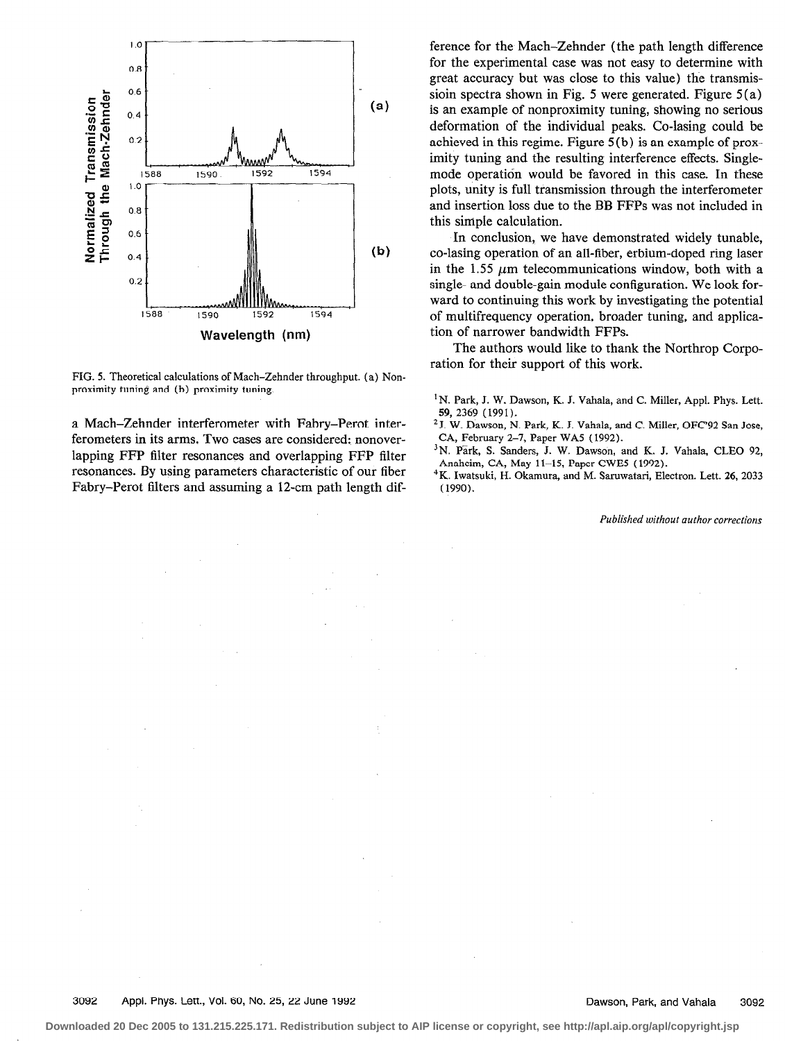Normalized Transmission Through the Mach-Zehnder

1.0
0.8
0.6
0.4
0.2

(a)

1588 1590 1592 1594

1.0
0.8
0.6
0.4
0.2

(b)

1588 1590 1592 1594

Wavelength (nm)

FIG. 5. Theoretical calculations of Mach–Zehnder throughput. (a) Nonproximity tuning and (b) proximity tuning.

a Mach–Zehnder interferometer with Fabry–Perot interferometers in its arms. Two cases are considered: nonoverlapping FFP filter resonances and overlapping FFP filter resonances. By using parameters characteristic of our fiber Fabry–Perot filters and assuming a 12-cm path length difference for the Mach–Zehnder (the path length difference for the experimental case was not easy to determine with great accuracy but was close to this value) the transmissioin spectra shown in Fig. 5 were generated. Figure 5(a) is an example of nonproximity tuning, showing no serious deformation of the individual peaks. Co-lasing could be achieved in this regime. Figure 5(b) is an example of proximity tuning and the resulting interference effects. Single-mode operation would be favored in this case. In these plots, unity is full transmission through the interferometer and insertion loss due to the BB FFPs was not included in this simple calculation.

In conclusion, we have demonstrated widely tunable, co-lasing operation of an all-fiber, erbium-doped ring laser in the 1.55 $\mu$m telecommunications window, both with a single- and double-gain module configuration. We look forward to continuing this work by investigating the potential of multifrequency operation, broader tuning, and application of narrower bandwidth FFPs.

The authors would like to thank the Northrop Corporation for their support of this work.

[1] N. Park, J. W. Dawson, K. J. Vahala, and C. Miller, Appl. Phys. Lett. **59**, 2369 (1991).

[2] J. W. Dawson, N. Park, K. J. Vahala, and C. Miller, OFC'92 San Jose, CA, February 2–7, Paper WA5 (1992).

[3] N. Park, S. Sanders, J. W. Dawson, and K. J. Vahala, CLEO 92, Anaheim, CA, May 11–15, Paper CWE5 (1992).

[4] K. Iwatsuki, H. Okamura, and M. Saruwatari, Electron. Lett. **26**, 2033 (1990).

*Published without author corrections*